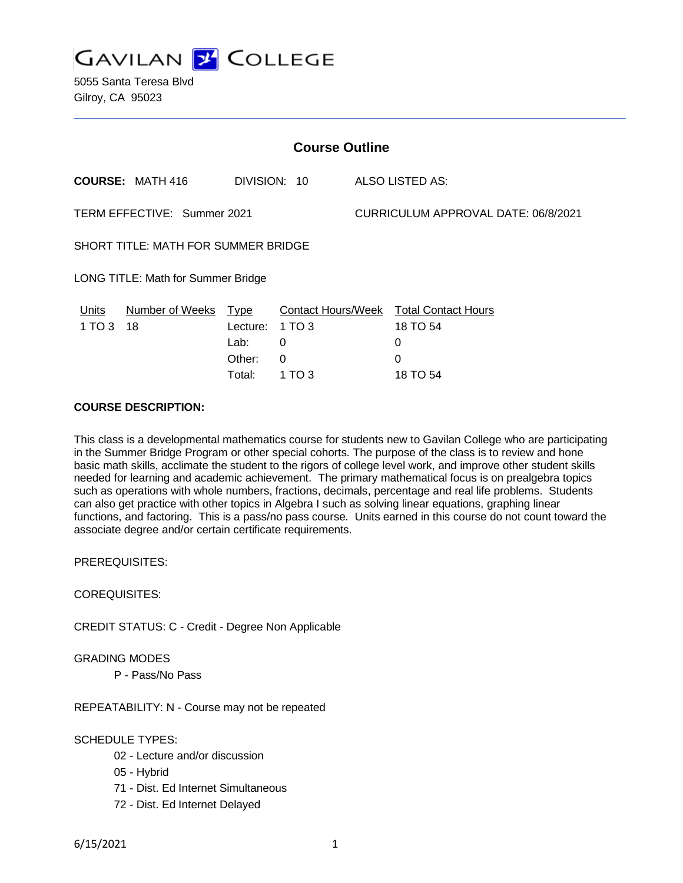# GAVILAN COLLEGE

5055 Santa Teresa Blvd
Gilroy, CA 95023

## Course Outline

**COURSE:** MATH 416 DIVISION: 10 ALSO LISTED AS:

TERM EFFECTIVE: Summer 2021 CURRICULUM APPROVAL DATE: 06/8/2021

SHORT TITLE: MATH FOR SUMMER BRIDGE

LONG TITLE: Math for Summer Bridge

| Units | Number of Weeks | Type | Contact Hours/Week | Total Contact Hours |
|---|---|---|---|---|
| 1 TO 3 | 18 | Lecture: | 1 TO 3 | 18 TO 54 |
| | | Lab: | 0 | 0 |
| | | Other: | 0 | 0 |
| | | Total: | 1 TO 3 | 18 TO 54 |

**COURSE DESCRIPTION:**

This class is a developmental mathematics course for students new to Gavilan College who are participating in the Summer Bridge Program or other special cohorts. The purpose of the class is to review and hone basic math skills, acclimate the student to the rigors of college level work, and improve other student skills needed for learning and academic achievement. The primary mathematical focus is on prealgebra topics such as operations with whole numbers, fractions, decimals, percentage and real life problems. Students can also get practice with other topics in Algebra I such as solving linear equations, graphing linear functions, and factoring. This is a pass/no pass course. Units earned in this course do not count toward the associate degree and/or certain certificate requirements.

PREREQUISITES:

COREQUISITES:

CREDIT STATUS: C - Credit - Degree Non Applicable

GRADING MODES

P - Pass/No Pass

REPEATABILITY: N - Course may not be repeated

SCHEDULE TYPES:

02 - Lecture and/or discussion
05 - Hybrid
71 - Dist. Ed Internet Simultaneous
72 - Dist. Ed Internet Delayed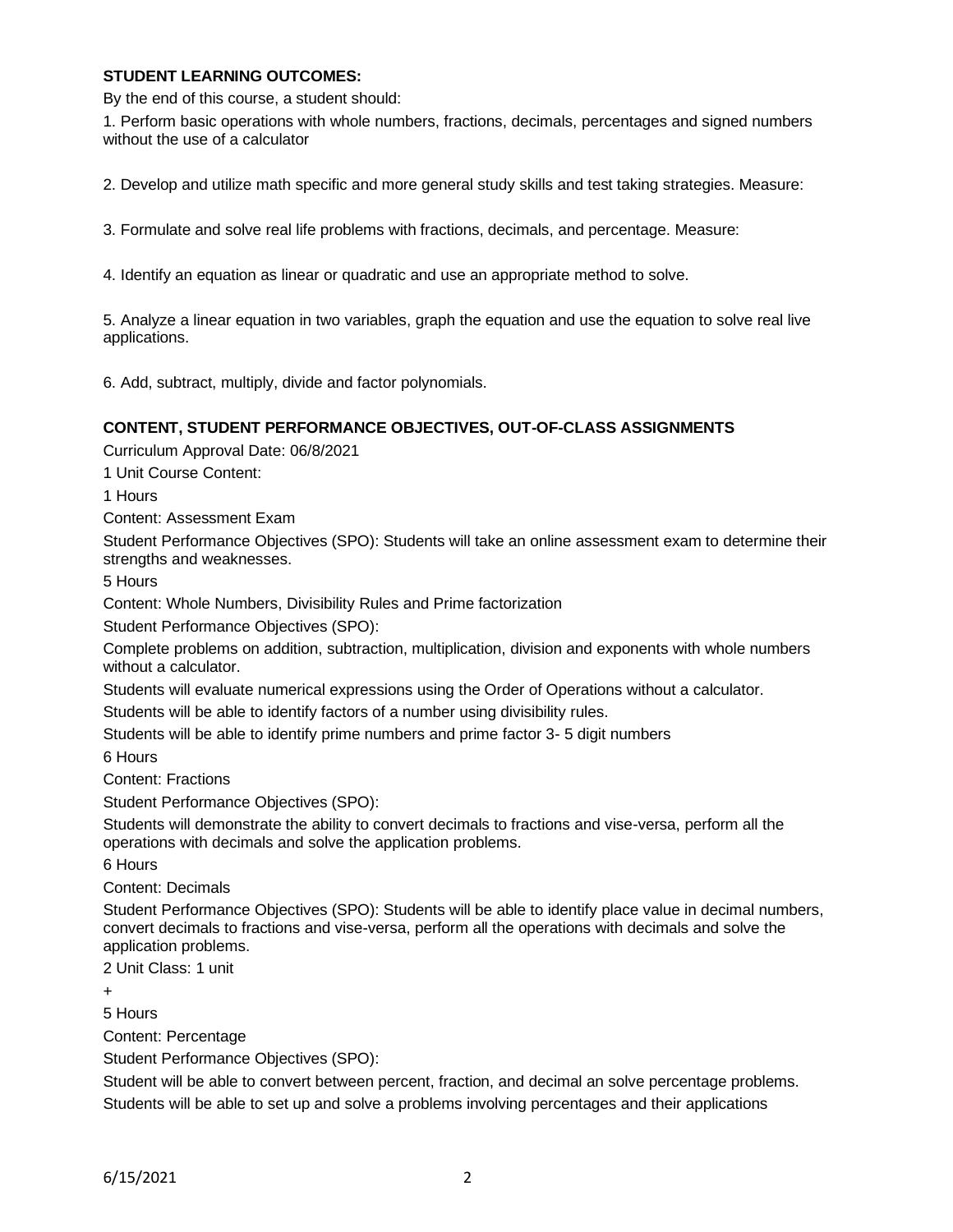**STUDENT LEARNING OUTCOMES:**

By the end of this course, a student should:

1. Perform basic operations with whole numbers, fractions, decimals, percentages and signed numbers without the use of a calculator

2. Develop and utilize math specific and more general study skills and test taking strategies. Measure:

3. Formulate and solve real life problems with fractions, decimals, and percentage. Measure:

4. Identify an equation as linear or quadratic and use an appropriate method to solve.

5. Analyze a linear equation in two variables, graph the equation and use the equation to solve real live applications.

6. Add, subtract, multiply, divide and factor polynomials.

**CONTENT, STUDENT PERFORMANCE OBJECTIVES, OUT-OF-CLASS ASSIGNMENTS**

Curriculum Approval Date: 06/8/2021

1 Unit Course Content:

1 Hours

Content: Assessment Exam

Student Performance Objectives (SPO): Students will take an online assessment exam to determine their strengths and weaknesses.

5 Hours

Content: Whole Numbers, Divisibility Rules and Prime factorization

Student Performance Objectives (SPO):

Complete problems on addition, subtraction, multiplication, division and exponents with whole numbers without a calculator.

Students will evaluate numerical expressions using the Order of Operations without a calculator.

Students will be able to identify factors of a number using divisibility rules.

Students will be able to identify prime numbers and prime factor 3- 5 digit numbers

6 Hours

Content: Fractions

Student Performance Objectives (SPO):

Students will demonstrate the ability to convert decimals to fractions and vise-versa, perform all the operations with decimals and solve the application problems.

6 Hours

Content: Decimals

Student Performance Objectives (SPO): Students will be able to identify place value in decimal numbers, convert decimals to fractions and vise-versa, perform all the operations with decimals and solve the application problems.

2 Unit Class: 1 unit

+

5 Hours

Content: Percentage

Student Performance Objectives (SPO):

Student will be able to convert between percent, fraction, and decimal an solve percentage problems.

Students will be able to set up and solve a problems involving percentages and their applications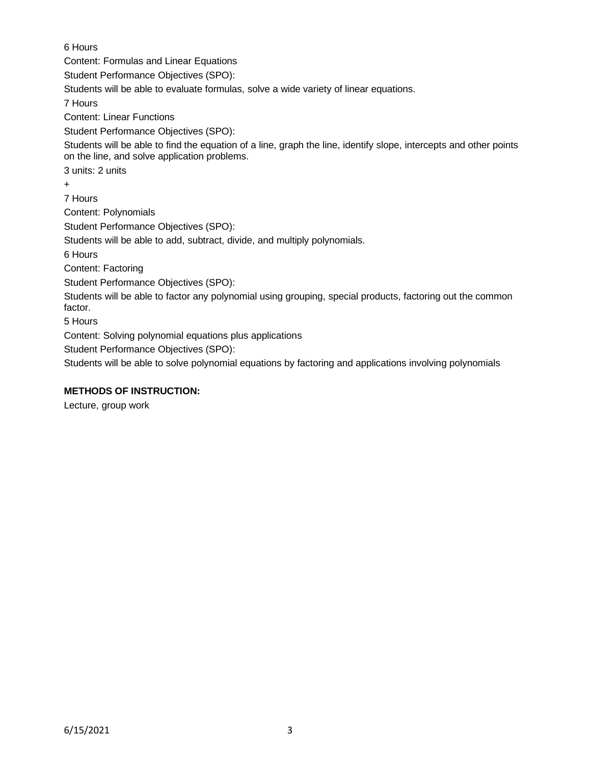6 Hours

Content: Formulas and Linear Equations

Student Performance Objectives (SPO):

Students will be able to evaluate formulas, solve a wide variety of linear equations.

7 Hours

Content: Linear Functions

Student Performance Objectives (SPO):

Students will be able to find the equation of a line, graph the line, identify slope, intercepts and other points on the line, and solve application problems.

3 units: 2 units

+

7 Hours

Content: Polynomials

Student Performance Objectives (SPO):

Students will be able to add, subtract, divide, and multiply polynomials.

6 Hours

Content: Factoring

Student Performance Objectives (SPO):

Students will be able to factor any polynomial using grouping, special products, factoring out the common factor.

5 Hours

Content: Solving polynomial equations plus applications

Student Performance Objectives (SPO):

Students will be able to solve polynomial equations by factoring and applications involving polynomials

**METHODS OF INSTRUCTION:**

Lecture, group work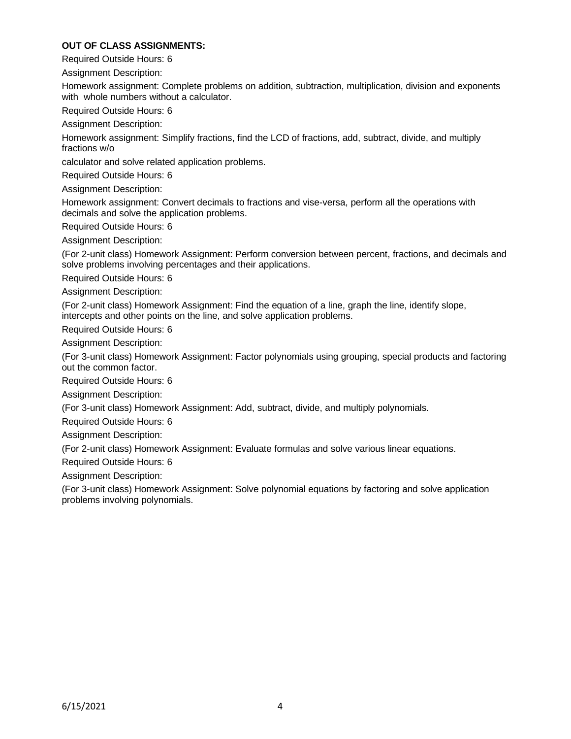**OUT OF CLASS ASSIGNMENTS:**

Required Outside Hours: 6

Assignment Description:

Homework assignment: Complete problems on addition, subtraction, multiplication, division and exponents with whole numbers without a calculator.

Required Outside Hours: 6

Assignment Description:

Homework assignment: Simplify fractions, find the LCD of fractions, add, subtract, divide, and multiply fractions w/o calculator and solve related application problems.

Required Outside Hours: 6

Assignment Description:

Homework assignment: Convert decimals to fractions and vise-versa, perform all the operations with decimals and solve the application problems.

Required Outside Hours: 6

Assignment Description:

(For 2-unit class) Homework Assignment: Perform conversion between percent, fractions, and decimals and solve problems involving percentages and their applications.

Required Outside Hours: 6

Assignment Description:

(For 2-unit class) Homework Assignment: Find the equation of a line, graph the line, identify slope, intercepts and other points on the line, and solve application problems.

Required Outside Hours: 6

Assignment Description:

(For 3-unit class) Homework Assignment: Factor polynomials using grouping, special products and factoring out the common factor.

Required Outside Hours: 6

Assignment Description:

(For 3-unit class) Homework Assignment: Add, subtract, divide, and multiply polynomials.

Required Outside Hours: 6

Assignment Description:

(For 2-unit class) Homework Assignment: Evaluate formulas and solve various linear equations.

Required Outside Hours: 6

Assignment Description:

(For 3-unit class) Homework Assignment: Solve polynomial equations by factoring and solve application problems involving polynomials.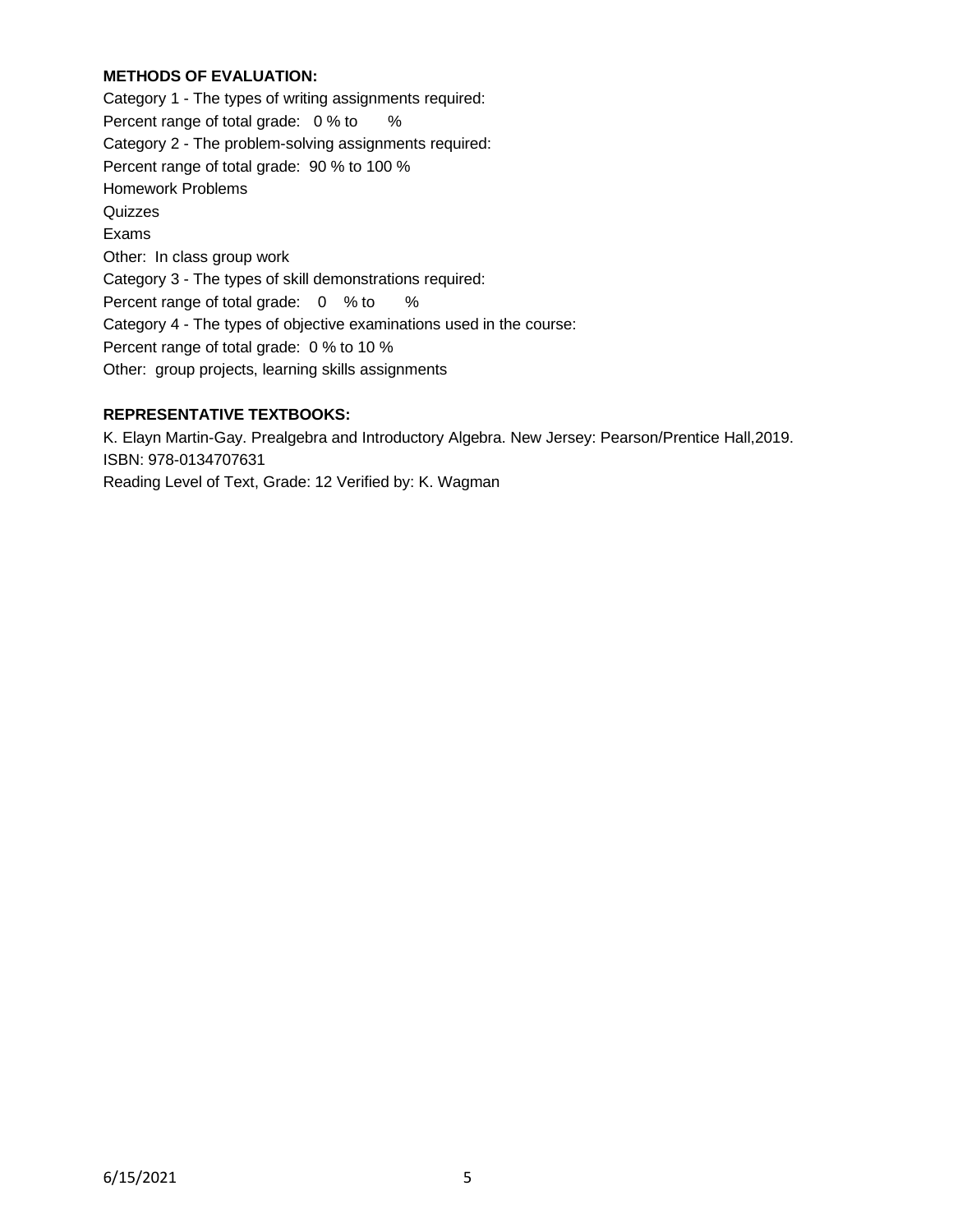**METHODS OF EVALUATION:**

Category 1 - The types of writing assignments required:

Percent range of total grade: 0 % to %

Category 2 - The problem-solving assignments required:

Percent range of total grade: 90 % to 100 %

Homework Problems

Quizzes

Exams

Other: In class group work

Category 3 - The types of skill demonstrations required:

Percent range of total grade: 0 % to %

Category 4 - The types of objective examinations used in the course:

Percent range of total grade: 0 % to 10 %

Other: group projects, learning skills assignments

**REPRESENTATIVE TEXTBOOKS:**

K. Elayn Martin-Gay. Prealgebra and Introductory Algebra. New Jersey: Pearson/Prentice Hall,2019.
ISBN: 978-0134707631
Reading Level of Text, Grade: 12 Verified by: K. Wagman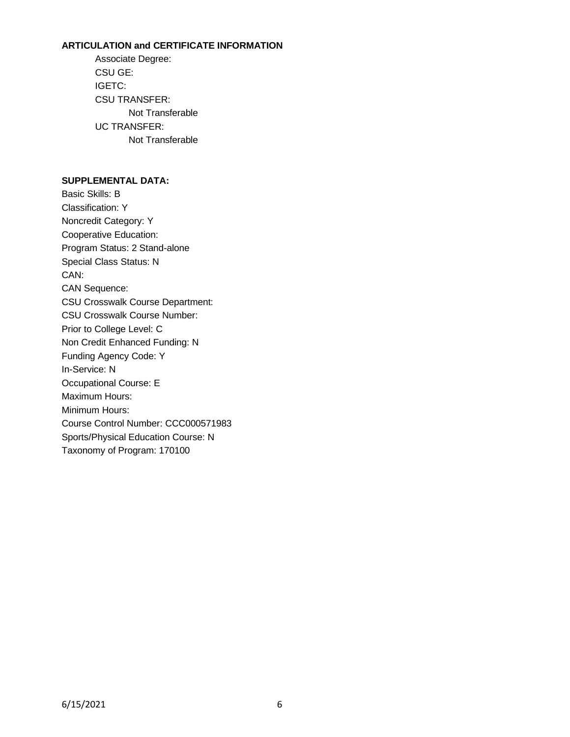**ARTICULATION and CERTIFICATE INFORMATION**

Associate Degree:
CSU GE:
IGETC:
CSU TRANSFER:
Not Transferable
UC TRANSFER:
Not Transferable

**SUPPLEMENTAL DATA:**

Basic Skills: B
Classification: Y
Noncredit Category: Y
Cooperative Education:
Program Status: 2 Stand-alone
Special Class Status: N
CAN:
CAN Sequence:
CSU Crosswalk Course Department:
CSU Crosswalk Course Number:
Prior to College Level: C
Non Credit Enhanced Funding: N
Funding Agency Code: Y
In-Service: N
Occupational Course: E
Maximum Hours:
Minimum Hours:
Course Control Number: CCC000571983
Sports/Physical Education Course: N
Taxonomy of Program: 170100